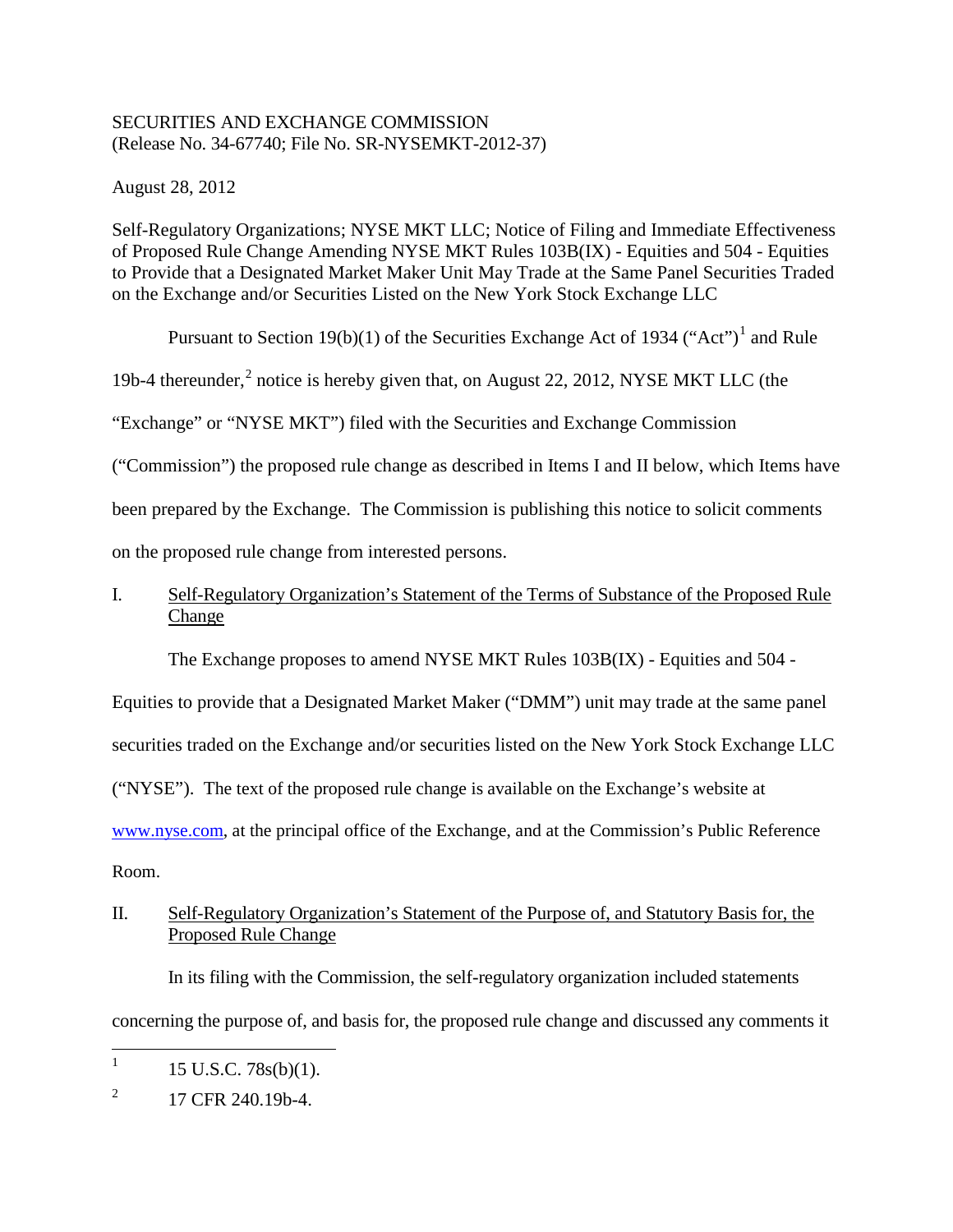SECURITIES AND EXCHANGE COMMISSION
(Release No. 34-67740; File No. SR-NYSEMKT-2012-37)

August 28, 2012

Self-Regulatory Organizations; NYSE MKT LLC; Notice of Filing and Immediate Effectiveness of Proposed Rule Change Amending NYSE MKT Rules 103B(IX) - Equities and 504 - Equities to Provide that a Designated Market Maker Unit May Trade at the Same Panel Securities Traded on the Exchange and/or Securities Listed on the New York Stock Exchange LLC

Pursuant to Section 19(b)(1) of the Securities Exchange Act of 1934 ("Act")[1] and Rule 19b-4 thereunder,[2] notice is hereby given that, on August 22, 2012, NYSE MKT LLC (the "Exchange" or "NYSE MKT") filed with the Securities and Exchange Commission ("Commission") the proposed rule change as described in Items I and II below, which Items have been prepared by the Exchange. The Commission is publishing this notice to solicit comments on the proposed rule change from interested persons.

I. Self-Regulatory Organization's Statement of the Terms of Substance of the Proposed Rule Change

The Exchange proposes to amend NYSE MKT Rules 103B(IX) - Equities and 504 - Equities to provide that a Designated Market Maker ("DMM") unit may trade at the same panel securities traded on the Exchange and/or securities listed on the New York Stock Exchange LLC ("NYSE"). The text of the proposed rule change is available on the Exchange's website at www.nyse.com, at the principal office of the Exchange, and at the Commission's Public Reference Room.

II. Self-Regulatory Organization's Statement of the Purpose of, and Statutory Basis for, the Proposed Rule Change

In its filing with the Commission, the self-regulatory organization included statements concerning the purpose of, and basis for, the proposed rule change and discussed any comments it

---

[1] 15 U.S.C. 78s(b)(1).

[2] 17 CFR 240.19b-4.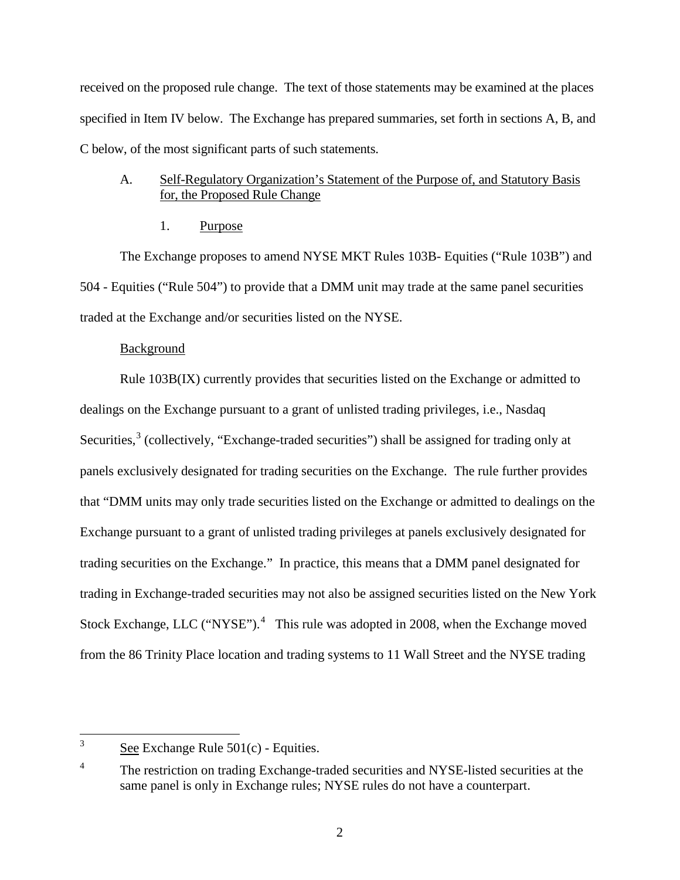received on the proposed rule change. The text of those statements may be examined at the places specified in Item IV below. The Exchange has prepared summaries, set forth in sections A, B, and C below, of the most significant parts of such statements.

A. Self-Regulatory Organization's Statement of the Purpose of, and Statutory Basis for, the Proposed Rule Change

1. Purpose

The Exchange proposes to amend NYSE MKT Rules 103B- Equities ("Rule 103B") and 504 - Equities ("Rule 504") to provide that a DMM unit may trade at the same panel securities traded at the Exchange and/or securities listed on the NYSE.

Background

Rule 103B(IX) currently provides that securities listed on the Exchange or admitted to dealings on the Exchange pursuant to a grant of unlisted trading privileges, i.e., Nasdaq Securities,[3] (collectively, "Exchange-traded securities") shall be assigned for trading only at panels exclusively designated for trading securities on the Exchange. The rule further provides that "DMM units may only trade securities listed on the Exchange or admitted to dealings on the Exchange pursuant to a grant of unlisted trading privileges at panels exclusively designated for trading securities on the Exchange." In practice, this means that a DMM panel designated for trading in Exchange-traded securities may not also be assigned securities listed on the New York Stock Exchange, LLC ("NYSE").[4] This rule was adopted in 2008, when the Exchange moved from the 86 Trinity Place location and trading systems to 11 Wall Street and the NYSE trading

[3] See Exchange Rule 501(c) - Equities.

[4] The restriction on trading Exchange-traded securities and NYSE-listed securities at the same panel is only in Exchange rules; NYSE rules do not have a counterpart.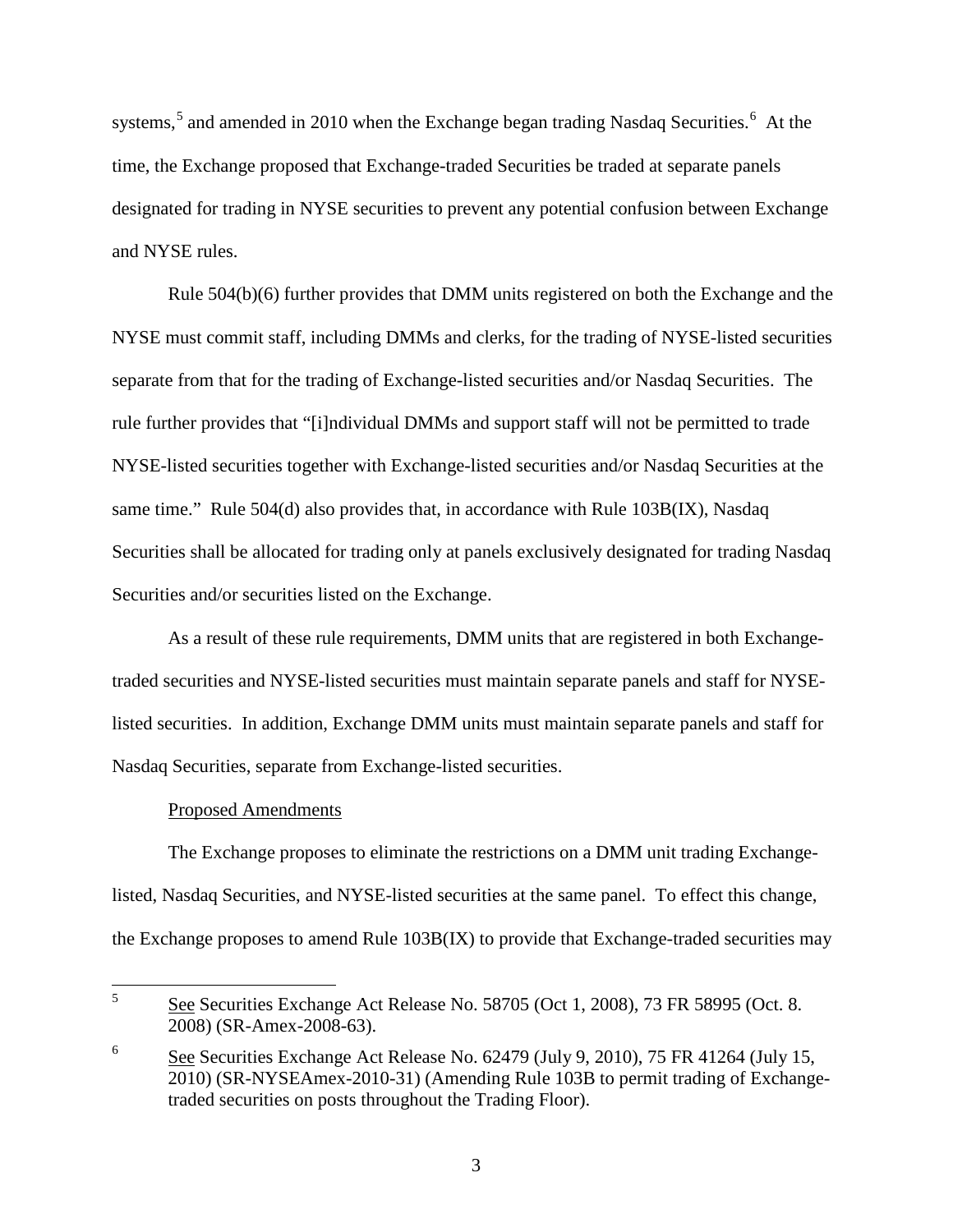systems,[5] and amended in 2010 when the Exchange began trading Nasdaq Securities.[6] At the time, the Exchange proposed that Exchange-traded Securities be traded at separate panels designated for trading in NYSE securities to prevent any potential confusion between Exchange and NYSE rules.

Rule 504(b)(6) further provides that DMM units registered on both the Exchange and the NYSE must commit staff, including DMMs and clerks, for the trading of NYSE-listed securities separate from that for the trading of Exchange-listed securities and/or Nasdaq Securities. The rule further provides that "[i]ndividual DMMs and support staff will not be permitted to trade NYSE-listed securities together with Exchange-listed securities and/or Nasdaq Securities at the same time." Rule 504(d) also provides that, in accordance with Rule 103B(IX), Nasdaq Securities shall be allocated for trading only at panels exclusively designated for trading Nasdaq Securities and/or securities listed on the Exchange.

As a result of these rule requirements, DMM units that are registered in both Exchange-traded securities and NYSE-listed securities must maintain separate panels and staff for NYSE-listed securities. In addition, Exchange DMM units must maintain separate panels and staff for Nasdaq Securities, separate from Exchange-listed securities.

Proposed Amendments

The Exchange proposes to eliminate the restrictions on a DMM unit trading Exchange-listed, Nasdaq Securities, and NYSE-listed securities at the same panel. To effect this change, the Exchange proposes to amend Rule 103B(IX) to provide that Exchange-traded securities may

---

[5] See Securities Exchange Act Release No. 58705 (Oct 1, 2008), 73 FR 58995 (Oct. 8. 2008) (SR-Amex-2008-63).

[6] See Securities Exchange Act Release No. 62479 (July 9, 2010), 75 FR 41264 (July 15, 2010) (SR-NYSEAmex-2010-31) (Amending Rule 103B to permit trading of Exchange-traded securities on posts throughout the Trading Floor).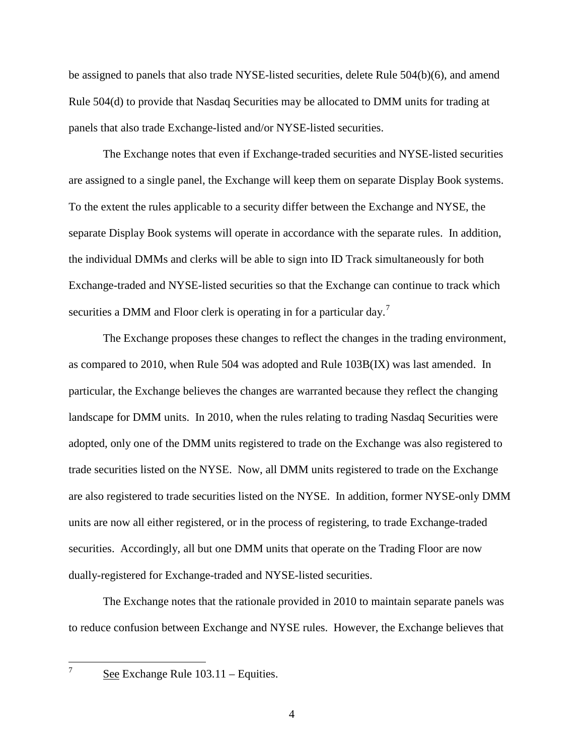be assigned to panels that also trade NYSE-listed securities, delete Rule 504(b)(6), and amend Rule 504(d) to provide that Nasdaq Securities may be allocated to DMM units for trading at panels that also trade Exchange-listed and/or NYSE-listed securities.

The Exchange notes that even if Exchange-traded securities and NYSE-listed securities are assigned to a single panel, the Exchange will keep them on separate Display Book systems. To the extent the rules applicable to a security differ between the Exchange and NYSE, the separate Display Book systems will operate in accordance with the separate rules. In addition, the individual DMMs and clerks will be able to sign into ID Track simultaneously for both Exchange-traded and NYSE-listed securities so that the Exchange can continue to track which securities a DMM and Floor clerk is operating in for a particular day.[7]

The Exchange proposes these changes to reflect the changes in the trading environment, as compared to 2010, when Rule 504 was adopted and Rule 103B(IX) was last amended. In particular, the Exchange believes the changes are warranted because they reflect the changing landscape for DMM units. In 2010, when the rules relating to trading Nasdaq Securities were adopted, only one of the DMM units registered to trade on the Exchange was also registered to trade securities listed on the NYSE. Now, all DMM units registered to trade on the Exchange are also registered to trade securities listed on the NYSE. In addition, former NYSE-only DMM units are now all either registered, or in the process of registering, to trade Exchange-traded securities. Accordingly, all but one DMM units that operate on the Trading Floor are now dually-registered for Exchange-traded and NYSE-listed securities.

The Exchange notes that the rationale provided in 2010 to maintain separate panels was to reduce confusion between Exchange and NYSE rules. However, the Exchange believes that

---

[7] See Exchange Rule 103.11 – Equities.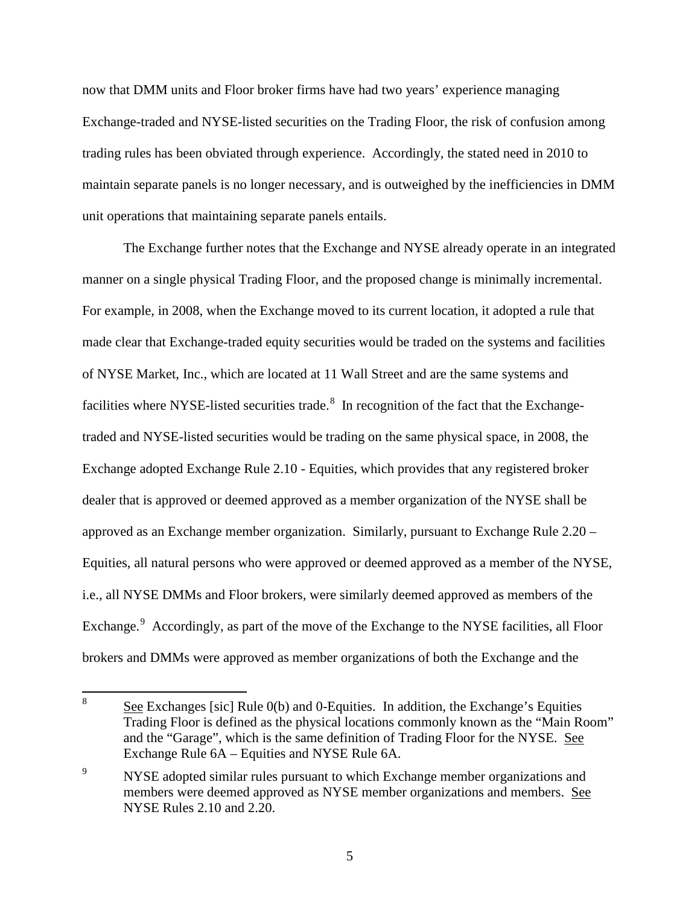now that DMM units and Floor broker firms have had two years' experience managing Exchange-traded and NYSE-listed securities on the Trading Floor, the risk of confusion among trading rules has been obviated through experience. Accordingly, the stated need in 2010 to maintain separate panels is no longer necessary, and is outweighed by the inefficiencies in DMM unit operations that maintaining separate panels entails.

The Exchange further notes that the Exchange and NYSE already operate in an integrated manner on a single physical Trading Floor, and the proposed change is minimally incremental. For example, in 2008, when the Exchange moved to its current location, it adopted a rule that made clear that Exchange-traded equity securities would be traded on the systems and facilities of NYSE Market, Inc., which are located at 11 Wall Street and are the same systems and facilities where NYSE-listed securities trade.[8] In recognition of the fact that the Exchange-traded and NYSE-listed securities would be trading on the same physical space, in 2008, the Exchange adopted Exchange Rule 2.10 - Equities, which provides that any registered broker dealer that is approved or deemed approved as a member organization of the NYSE shall be approved as an Exchange member organization. Similarly, pursuant to Exchange Rule 2.20 – Equities, all natural persons who were approved or deemed approved as a member of the NYSE, i.e., all NYSE DMMs and Floor brokers, were similarly deemed approved as members of the Exchange.[9] Accordingly, as part of the move of the Exchange to the NYSE facilities, all Floor brokers and DMMs were approved as member organizations of both the Exchange and the

---

[8] See Exchanges [sic] Rule 0(b) and 0-Equities. In addition, the Exchange's Equities Trading Floor is defined as the physical locations commonly known as the "Main Room" and the "Garage", which is the same definition of Trading Floor for the NYSE. See Exchange Rule 6A – Equities and NYSE Rule 6A.

[9] NYSE adopted similar rules pursuant to which Exchange member organizations and members were deemed approved as NYSE member organizations and members. See NYSE Rules 2.10 and 2.20.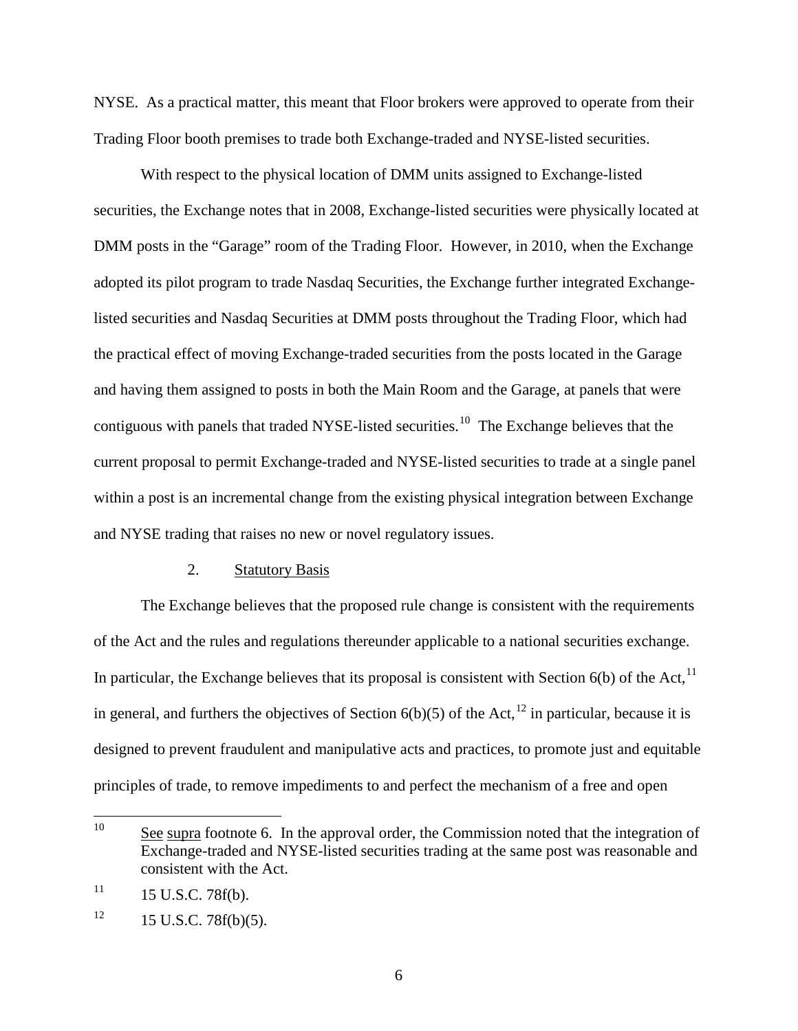NYSE. As a practical matter, this meant that Floor brokers were approved to operate from their Trading Floor booth premises to trade both Exchange-traded and NYSE-listed securities.

With respect to the physical location of DMM units assigned to Exchange-listed securities, the Exchange notes that in 2008, Exchange-listed securities were physically located at DMM posts in the "Garage" room of the Trading Floor. However, in 2010, when the Exchange adopted its pilot program to trade Nasdaq Securities, the Exchange further integrated Exchange-listed securities and Nasdaq Securities at DMM posts throughout the Trading Floor, which had the practical effect of moving Exchange-traded securities from the posts located in the Garage and having them assigned to posts in both the Main Room and the Garage, at panels that were contiguous with panels that traded NYSE-listed securities.[10] The Exchange believes that the current proposal to permit Exchange-traded and NYSE-listed securities to trade at a single panel within a post is an incremental change from the existing physical integration between Exchange and NYSE trading that raises no new or novel regulatory issues.

2. Statutory Basis

The Exchange believes that the proposed rule change is consistent with the requirements of the Act and the rules and regulations thereunder applicable to a national securities exchange. In particular, the Exchange believes that its proposal is consistent with Section 6(b) of the Act,[11] in general, and furthers the objectives of Section 6(b)(5) of the Act,[12] in particular, because it is designed to prevent fraudulent and manipulative acts and practices, to promote just and equitable principles of trade, to remove impediments to and perfect the mechanism of a free and open

---

[10] See supra footnote 6. In the approval order, the Commission noted that the integration of Exchange-traded and NYSE-listed securities trading at the same post was reasonable and consistent with the Act.

[11] 15 U.S.C. 78f(b).

[12] 15 U.S.C. 78f(b)(5).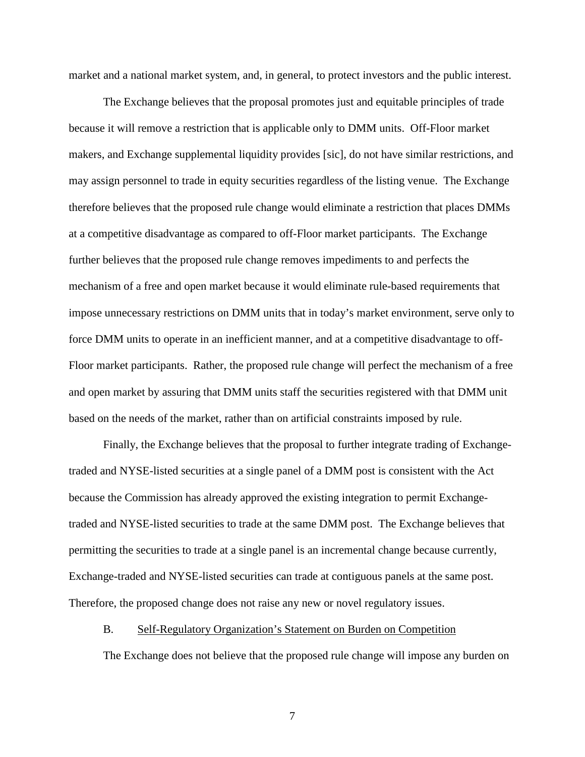market and a national market system, and, in general, to protect investors and the public interest.

The Exchange believes that the proposal promotes just and equitable principles of trade because it will remove a restriction that is applicable only to DMM units. Off-Floor market makers, and Exchange supplemental liquidity provides [sic], do not have similar restrictions, and may assign personnel to trade in equity securities regardless of the listing venue. The Exchange therefore believes that the proposed rule change would eliminate a restriction that places DMMs at a competitive disadvantage as compared to off-Floor market participants. The Exchange further believes that the proposed rule change removes impediments to and perfects the mechanism of a free and open market because it would eliminate rule-based requirements that impose unnecessary restrictions on DMM units that in today's market environment, serve only to force DMM units to operate in an inefficient manner, and at a competitive disadvantage to off-Floor market participants. Rather, the proposed rule change will perfect the mechanism of a free and open market by assuring that DMM units staff the securities registered with that DMM unit based on the needs of the market, rather than on artificial constraints imposed by rule.

Finally, the Exchange believes that the proposal to further integrate trading of Exchange-traded and NYSE-listed securities at a single panel of a DMM post is consistent with the Act because the Commission has already approved the existing integration to permit Exchange-traded and NYSE-listed securities to trade at the same DMM post. The Exchange believes that permitting the securities to trade at a single panel is an incremental change because currently, Exchange-traded and NYSE-listed securities can trade at contiguous panels at the same post. Therefore, the proposed change does not raise any new or novel regulatory issues.

B. Self-Regulatory Organization's Statement on Burden on Competition

The Exchange does not believe that the proposed rule change will impose any burden on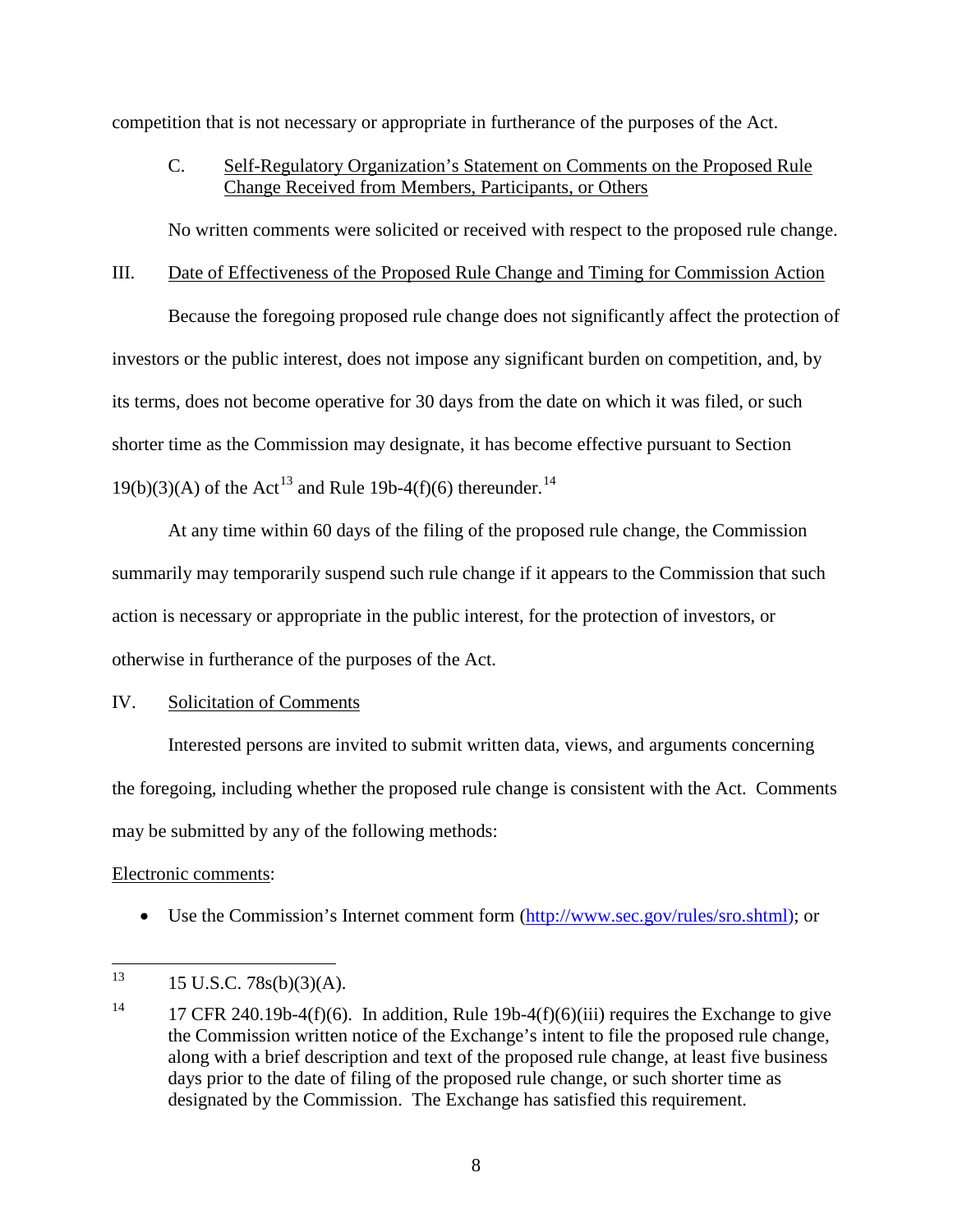competition that is not necessary or appropriate in furtherance of the purposes of the Act.

### C. Self-Regulatory Organization's Statement on Comments on the Proposed Rule Change Received from Members, Participants, or Others

No written comments were solicited or received with respect to the proposed rule change.

## III. Date of Effectiveness of the Proposed Rule Change and Timing for Commission Action

Because the foregoing proposed rule change does not significantly affect the protection of investors or the public interest, does not impose any significant burden on competition, and, by its terms, does not become operative for 30 days from the date on which it was filed, or such shorter time as the Commission may designate, it has become effective pursuant to Section 19(b)(3)(A) of the Act[13] and Rule 19b-4(f)(6) thereunder.[14]

At any time within 60 days of the filing of the proposed rule change, the Commission summarily may temporarily suspend such rule change if it appears to the Commission that such action is necessary or appropriate in the public interest, for the protection of investors, or otherwise in furtherance of the purposes of the Act.

## IV. Solicitation of Comments

Interested persons are invited to submit written data, views, and arguments concerning the foregoing, including whether the proposed rule change is consistent with the Act. Comments may be submitted by any of the following methods:

Electronic comments:

- Use the Commission's Internet comment form (http://www.sec.gov/rules/sro.shtml); or

---

[13] 15 U.S.C. 78s(b)(3)(A).

[14] 17 CFR 240.19b-4(f)(6). In addition, Rule 19b-4(f)(6)(iii) requires the Exchange to give the Commission written notice of the Exchange's intent to file the proposed rule change, along with a brief description and text of the proposed rule change, at least five business days prior to the date of filing of the proposed rule change, or such shorter time as designated by the Commission. The Exchange has satisfied this requirement.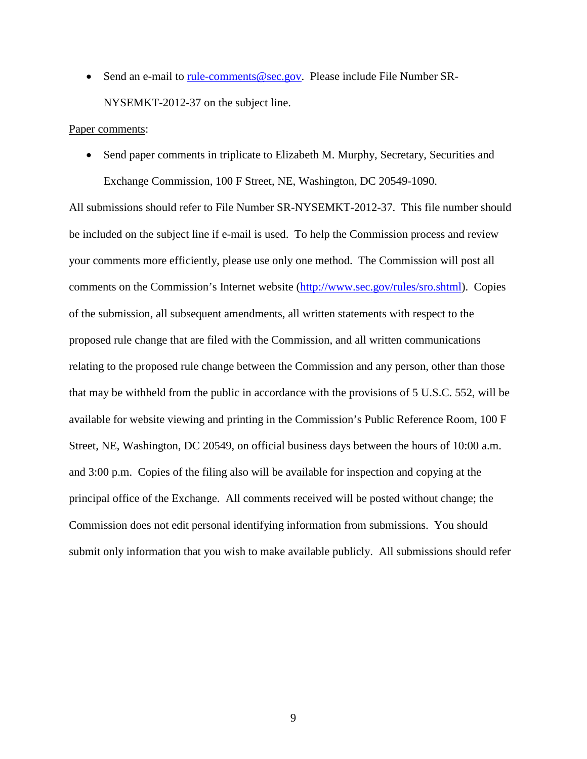- Send an e-mail to rule-comments@sec.gov. Please include File Number SR-NYSEMKT-2012-37 on the subject line.

Paper comments:

- Send paper comments in triplicate to Elizabeth M. Murphy, Secretary, Securities and Exchange Commission, 100 F Street, NE, Washington, DC 20549-1090.

All submissions should refer to File Number SR-NYSEMKT-2012-37. This file number should be included on the subject line if e-mail is used. To help the Commission process and review your comments more efficiently, please use only one method. The Commission will post all comments on the Commission's Internet website (http://www.sec.gov/rules/sro.shtml). Copies of the submission, all subsequent amendments, all written statements with respect to the proposed rule change that are filed with the Commission, and all written communications relating to the proposed rule change between the Commission and any person, other than those that may be withheld from the public in accordance with the provisions of 5 U.S.C. 552, will be available for website viewing and printing in the Commission's Public Reference Room, 100 F Street, NE, Washington, DC 20549, on official business days between the hours of 10:00 a.m. and 3:00 p.m. Copies of the filing also will be available for inspection and copying at the principal office of the Exchange. All comments received will be posted without change; the Commission does not edit personal identifying information from submissions. You should submit only information that you wish to make available publicly. All submissions should refer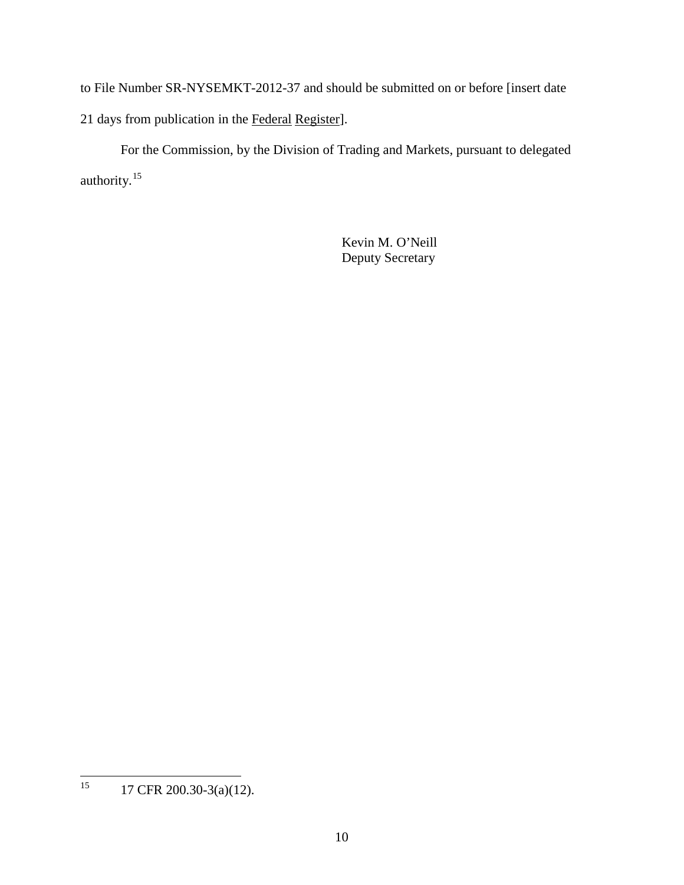to File Number SR-NYSEMKT-2012-37 and should be submitted on or before [insert date 21 days from publication in the Federal Register].

For the Commission, by the Division of Trading and Markets, pursuant to delegated authority.[15]

Kevin M. O'Neill
Deputy Secretary

---

[15] 17 CFR 200.30-3(a)(12).